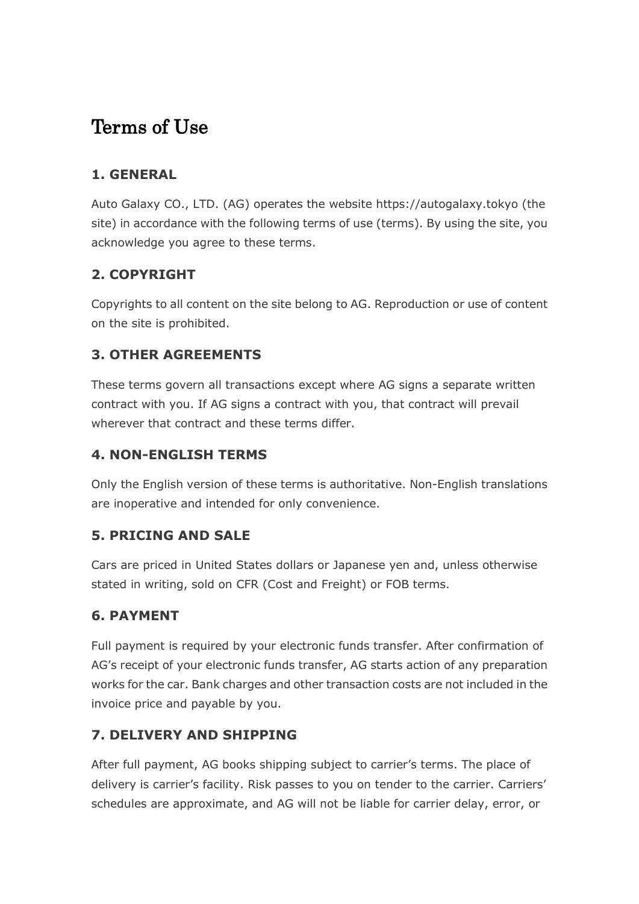# Terms of Use

## 1. GENERAL

Auto Galaxy CO., LTD. (AG) operates the website https://autogalaxy.tokyo (the site) in accordance with the following terms of use (terms). By using the site, you acknowledge you agree to these terms.

## 2. COPYRIGHT

Copyrights to all content on the site belong to AG. Reproduction or use of content on the site is prohibited.

## 3. OTHER AGREEMENTS

These terms govern all transactions except where AG signs a separate written contract with you. If AG signs a contract with you, that contract will prevail wherever that contract and these terms differ.

## 4. NON-ENGLISH TERMS

Only the English version of these terms is authoritative. Non-English translations are inoperative and intended for only convenience.

## 5. PRICING AND SALE

Cars are priced in United States dollars or Japanese yen and, unless otherwise stated in writing, sold on CFR (Cost and Freight) or FOB terms.

## 6. PAYMENT

Full payment is required by your electronic funds transfer. After confirmation of AG's receipt of your electronic funds transfer, AG starts action of any preparation works for the car. Bank charges and other transaction costs are not included in the invoice price and payable by you.

## 7. DELIVERY AND SHIPPING

After full payment, AG books shipping subject to carrier's terms. The place of delivery is carrier's facility. Risk passes to you on tender to the carrier. Carriers' schedules are approximate, and AG will not be liable for carrier delay, error, or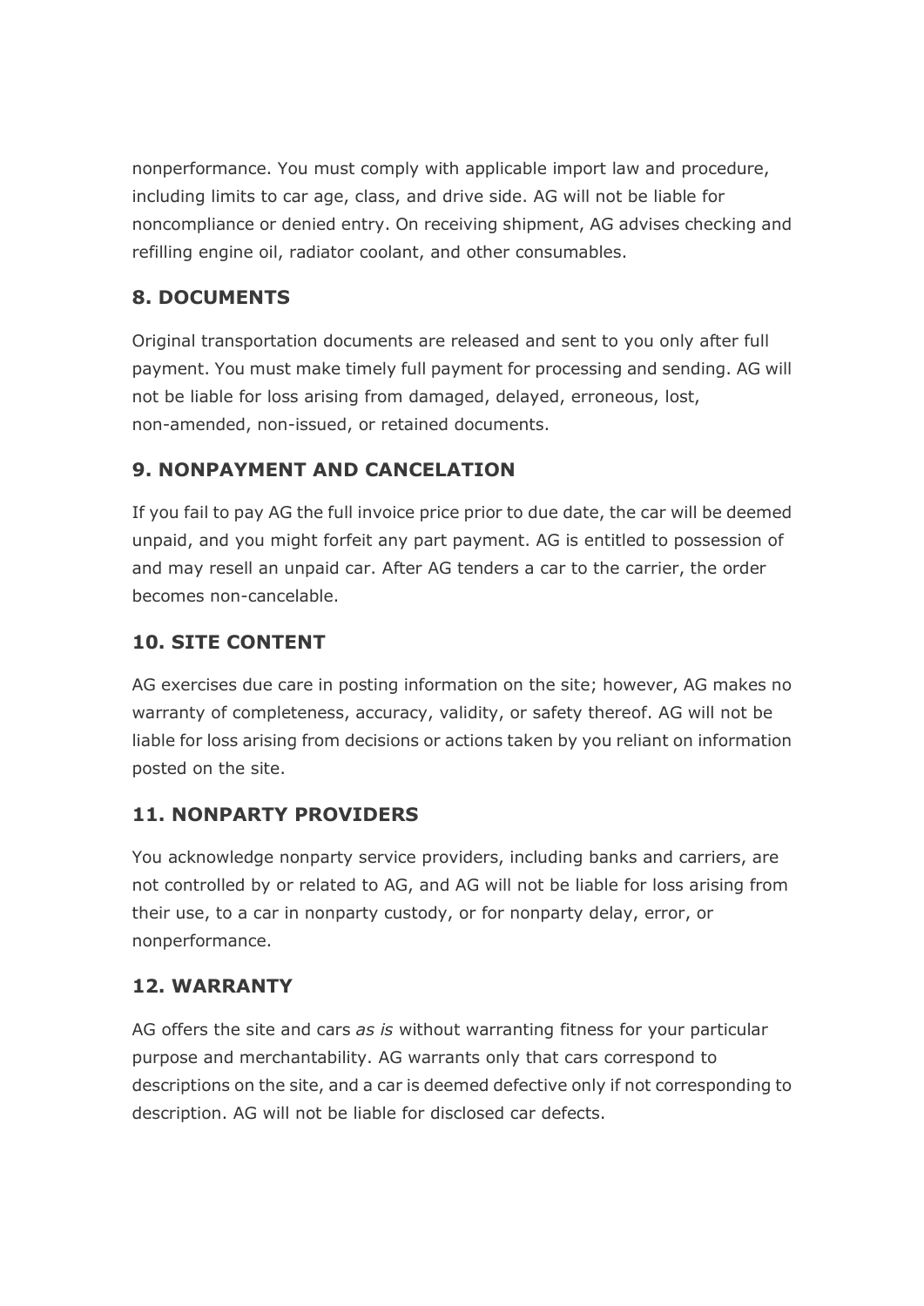nonperformance. You must comply with applicable import law and procedure, including limits to car age, class, and drive side. AG will not be liable for noncompliance or denied entry. On receiving shipment, AG advises checking and refilling engine oil, radiator coolant, and other consumables.

## 8. DOCUMENTS

Original transportation documents are released and sent to you only after full payment. You must make timely full payment for processing and sending. AG will not be liable for loss arising from damaged, delayed, erroneous, lost, non-amended, non-issued, or retained documents.

## 9. NONPAYMENT AND CANCELATION

If you fail to pay AG the full invoice price prior to due date, the car will be deemed unpaid, and you might forfeit any part payment. AG is entitled to possession of and may resell an unpaid car. After AG tenders a car to the carrier, the order becomes non-cancelable.

## 10. SITE CONTENT

AG exercises due care in posting information on the site; however, AG makes no warranty of completeness, accuracy, validity, or safety thereof. AG will not be liable for loss arising from decisions or actions taken by you reliant on information posted on the site.

## 11. NONPARTY PROVIDERS

You acknowledge nonparty service providers, including banks and carriers, are not controlled by or related to AG, and AG will not be liable for loss arising from their use, to a car in nonparty custody, or for nonparty delay, error, or nonperformance.

## 12. WARRANTY

AG offers the site and cars *as is* without warranting fitness for your particular purpose and merchantability. AG warrants only that cars correspond to descriptions on the site, and a car is deemed defective only if not corresponding to description. AG will not be liable for disclosed car defects.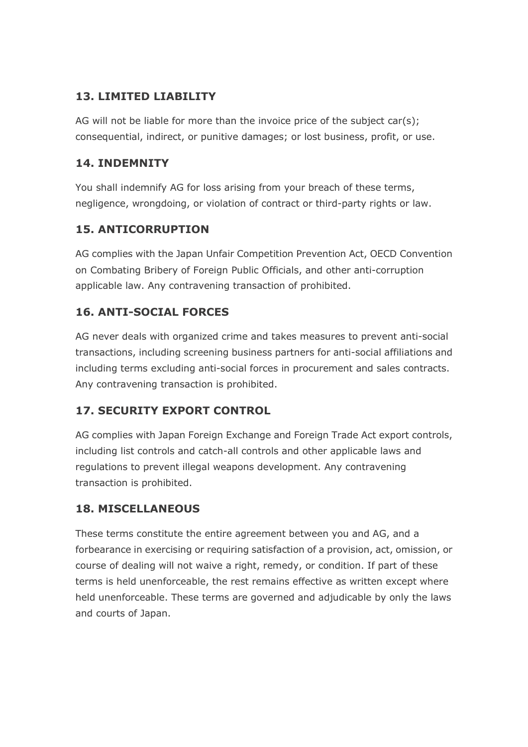## 13. LIMITED LIABILITY

AG will not be liable for more than the invoice price of the subject car(s); consequential, indirect, or punitive damages; or lost business, profit, or use.

## 14. INDEMNITY

You shall indemnify AG for loss arising from your breach of these terms, negligence, wrongdoing, or violation of contract or third-party rights or law.

## 15. ANTICORRUPTION

AG complies with the Japan Unfair Competition Prevention Act, OECD Convention on Combating Bribery of Foreign Public Officials, and other anti-corruption applicable law. Any contravening transaction of prohibited.

## 16. ANTI-SOCIAL FORCES

AG never deals with organized crime and takes measures to prevent anti-social transactions, including screening business partners for anti-social affiliations and including terms excluding anti-social forces in procurement and sales contracts. Any contravening transaction is prohibited.

## 17. SECURITY EXPORT CONTROL

AG complies with Japan Foreign Exchange and Foreign Trade Act export controls, including list controls and catch-all controls and other applicable laws and regulations to prevent illegal weapons development. Any contravening transaction is prohibited.

## 18. MISCELLANEOUS

These terms constitute the entire agreement between you and AG, and a forbearance in exercising or requiring satisfaction of a provision, act, omission, or course of dealing will not waive a right, remedy, or condition. If part of these terms is held unenforceable, the rest remains effective as written except where held unenforceable. These terms are governed and adjudicable by only the laws and courts of Japan.